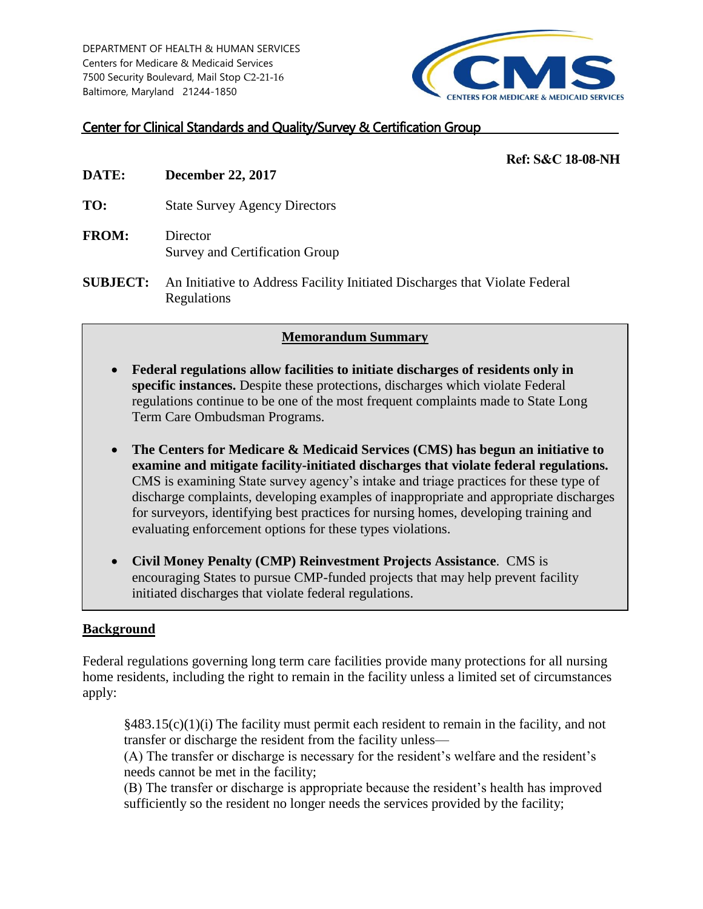DEPARTMENT OF HEALTH & HUMAN SERVICES
Centers for Medicare & Medicaid Services
7500 Security Boulevard, Mail Stop C2-21-16
Baltimore, Maryland 21244-1850

CMS CENTERS FOR MEDICARE & MEDICAID SERVICES

Center for Clinical Standards and Quality/Survey & Certification Group

**Ref: S&C 18-08-NH**

**DATE:** **December 22, 2017**

**TO:** State Survey Agency Directors

**FROM:** Director
Survey and Certification Group

**SUBJECT:** An Initiative to Address Facility Initiated Discharges that Violate Federal Regulations

## Memorandum Summary

- **Federal regulations allow facilities to initiate discharges of residents only in specific instances.** Despite these protections, discharges which violate Federal regulations continue to be one of the most frequent complaints made to State Long Term Care Ombudsman Programs.
- **The Centers for Medicare & Medicaid Services (CMS) has begun an initiative to examine and mitigate facility-initiated discharges that violate federal regulations.** CMS is examining State survey agency's intake and triage practices for these type of discharge complaints, developing examples of inappropriate and appropriate discharges for surveyors, identifying best practices for nursing homes, developing training and evaluating enforcement options for these types violations.
- **Civil Money Penalty (CMP) Reinvestment Projects Assistance**. CMS is encouraging States to pursue CMP-funded projects that may help prevent facility initiated discharges that violate federal regulations.

## Background

Federal regulations governing long term care facilities provide many protections for all nursing home residents, including the right to remain in the facility unless a limited set of circumstances apply:

> §483.15(c)(1)(i) The facility must permit each resident to remain in the facility, and not transfer or discharge the resident from the facility unless—
> (A) The transfer or discharge is necessary for the resident's welfare and the resident's needs cannot be met in the facility;
> (B) The transfer or discharge is appropriate because the resident's health has improved sufficiently so the resident no longer needs the services provided by the facility;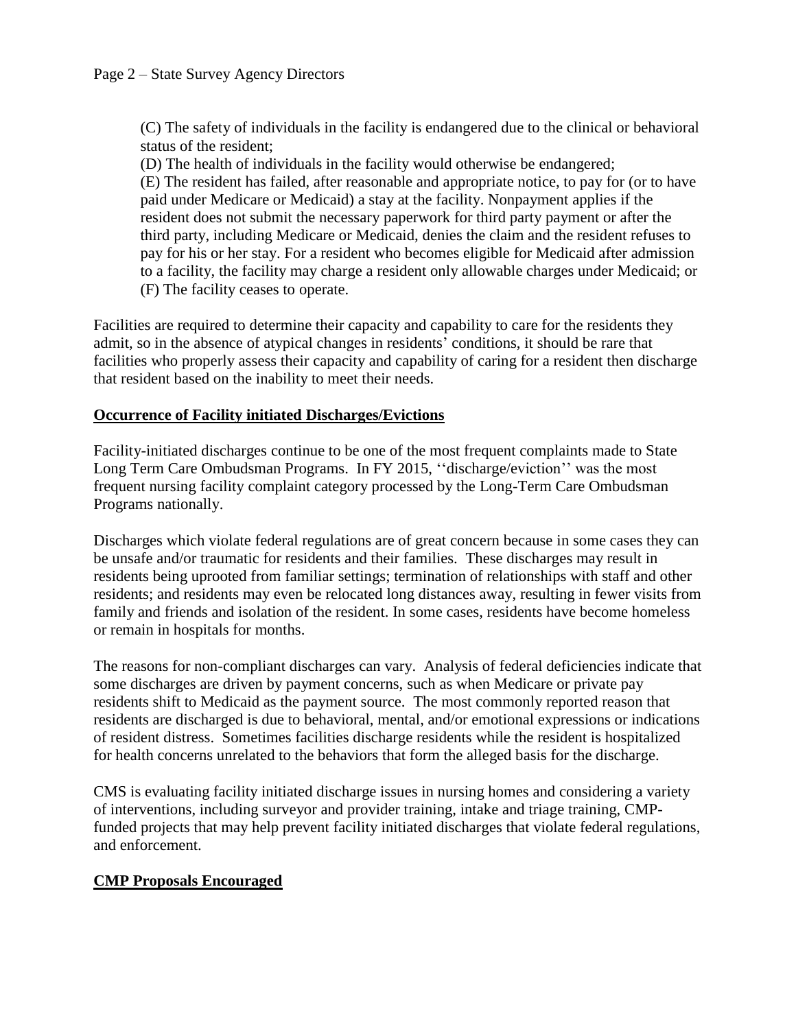(C) The safety of individuals in the facility is endangered due to the clinical or behavioral status of the resident;

(D) The health of individuals in the facility would otherwise be endangered;

(E) The resident has failed, after reasonable and appropriate notice, to pay for (or to have paid under Medicare or Medicaid) a stay at the facility. Nonpayment applies if the resident does not submit the necessary paperwork for third party payment or after the third party, including Medicare or Medicaid, denies the claim and the resident refuses to pay for his or her stay. For a resident who becomes eligible for Medicaid after admission to a facility, the facility may charge a resident only allowable charges under Medicaid; or

(F) The facility ceases to operate.

Facilities are required to determine their capacity and capability to care for the residents they admit, so in the absence of atypical changes in residents' conditions, it should be rare that facilities who properly assess their capacity and capability of caring for a resident then discharge that resident based on the inability to meet their needs.

**Occurrence of Facility initiated Discharges/Evictions**

Facility-initiated discharges continue to be one of the most frequent complaints made to State Long Term Care Ombudsman Programs. In FY 2015, ''discharge/eviction'' was the most frequent nursing facility complaint category processed by the Long-Term Care Ombudsman Programs nationally.

Discharges which violate federal regulations are of great concern because in some cases they can be unsafe and/or traumatic for residents and their families. These discharges may result in residents being uprooted from familiar settings; termination of relationships with staff and other residents; and residents may even be relocated long distances away, resulting in fewer visits from family and friends and isolation of the resident. In some cases, residents have become homeless or remain in hospitals for months.

The reasons for non-compliant discharges can vary. Analysis of federal deficiencies indicate that some discharges are driven by payment concerns, such as when Medicare or private pay residents shift to Medicaid as the payment source. The most commonly reported reason that residents are discharged is due to behavioral, mental, and/or emotional expressions or indications of resident distress. Sometimes facilities discharge residents while the resident is hospitalized for health concerns unrelated to the behaviors that form the alleged basis for the discharge.

CMS is evaluating facility initiated discharge issues in nursing homes and considering a variety of interventions, including surveyor and provider training, intake and triage training, CMP-funded projects that may help prevent facility initiated discharges that violate federal regulations, and enforcement.

**CMP Proposals Encouraged**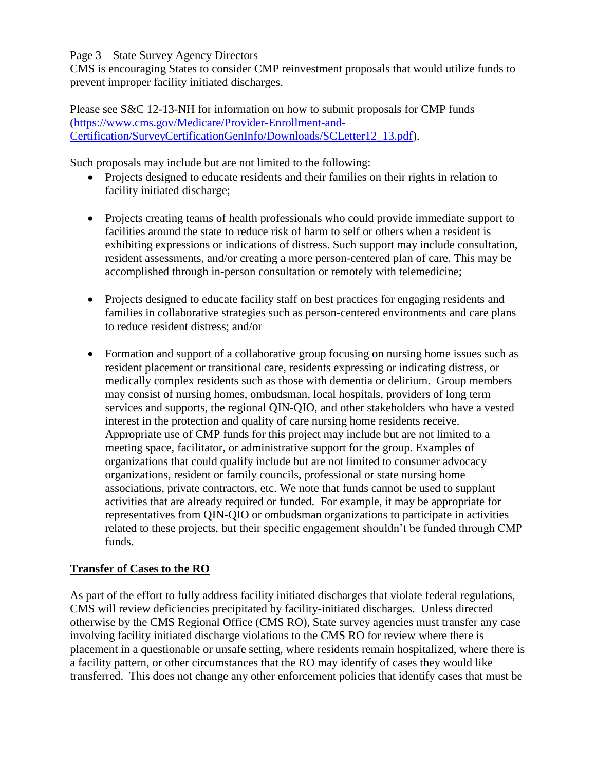CMS is encouraging States to consider CMP reinvestment proposals that would utilize funds to prevent improper facility initiated discharges.

Please see S&C 12-13-NH for information on how to submit proposals for CMP funds (https://www.cms.gov/Medicare/Provider-Enrollment-and-Certification/SurveyCertificationGenInfo/Downloads/SCLetter12_13.pdf).

Such proposals may include but are not limited to the following:

- Projects designed to educate residents and their families on their rights in relation to facility initiated discharge;
- Projects creating teams of health professionals who could provide immediate support to facilities around the state to reduce risk of harm to self or others when a resident is exhibiting expressions or indications of distress. Such support may include consultation, resident assessments, and/or creating a more person-centered plan of care. This may be accomplished through in-person consultation or remotely with telemedicine;
- Projects designed to educate facility staff on best practices for engaging residents and families in collaborative strategies such as person-centered environments and care plans to reduce resident distress; and/or
- Formation and support of a collaborative group focusing on nursing home issues such as resident placement or transitional care, residents expressing or indicating distress, or medically complex residents such as those with dementia or delirium. Group members may consist of nursing homes, ombudsman, local hospitals, providers of long term services and supports, the regional QIN-QIO, and other stakeholders who have a vested interest in the protection and quality of care nursing home residents receive. Appropriate use of CMP funds for this project may include but are not limited to a meeting space, facilitator, or administrative support for the group. Examples of organizations that could qualify include but are not limited to consumer advocacy organizations, resident or family councils, professional or state nursing home associations, private contractors, etc. We note that funds cannot be used to supplant activities that are already required or funded. For example, it may be appropriate for representatives from QIN-QIO or ombudsman organizations to participate in activities related to these projects, but their specific engagement shouldn't be funded through CMP funds.

## Transfer of Cases to the RO

As part of the effort to fully address facility initiated discharges that violate federal regulations, CMS will review deficiencies precipitated by facility-initiated discharges. Unless directed otherwise by the CMS Regional Office (CMS RO), State survey agencies must transfer any case involving facility initiated discharge violations to the CMS RO for review where there is placement in a questionable or unsafe setting, where residents remain hospitalized, where there is a facility pattern, or other circumstances that the RO may identify of cases they would like transferred. This does not change any other enforcement policies that identify cases that must be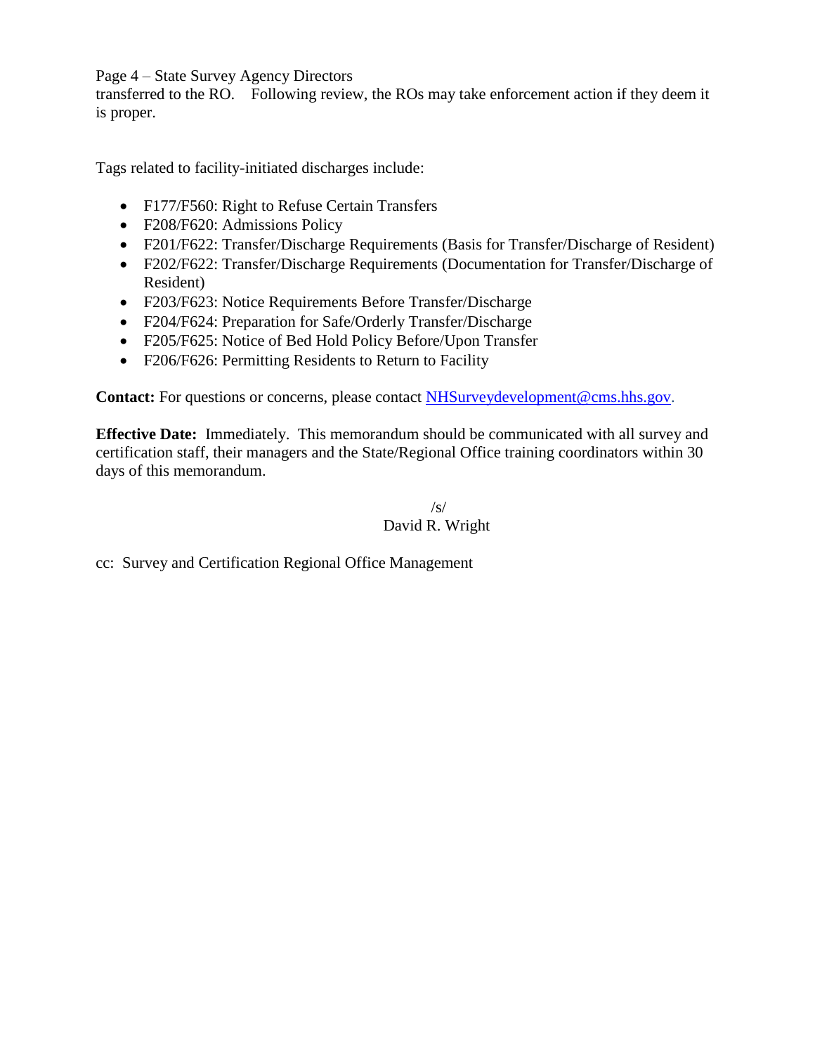transferred to the RO. Following review, the ROs may take enforcement action if they deem it is proper.

Tags related to facility-initiated discharges include:

- F177/F560: Right to Refuse Certain Transfers
- F208/F620: Admissions Policy
- F201/F622: Transfer/Discharge Requirements (Basis for Transfer/Discharge of Resident)
- F202/F622: Transfer/Discharge Requirements (Documentation for Transfer/Discharge of Resident)
- F203/F623: Notice Requirements Before Transfer/Discharge
- F204/F624: Preparation for Safe/Orderly Transfer/Discharge
- F205/F625: Notice of Bed Hold Policy Before/Upon Transfer
- F206/F626: Permitting Residents to Return to Facility

**Contact:** For questions or concerns, please contact NHSurveydevelopment@cms.hhs.gov.

**Effective Date:** Immediately. This memorandum should be communicated with all survey and certification staff, their managers and the State/Regional Office training coordinators within 30 days of this memorandum.

/s/
David R. Wright

cc: Survey and Certification Regional Office Management